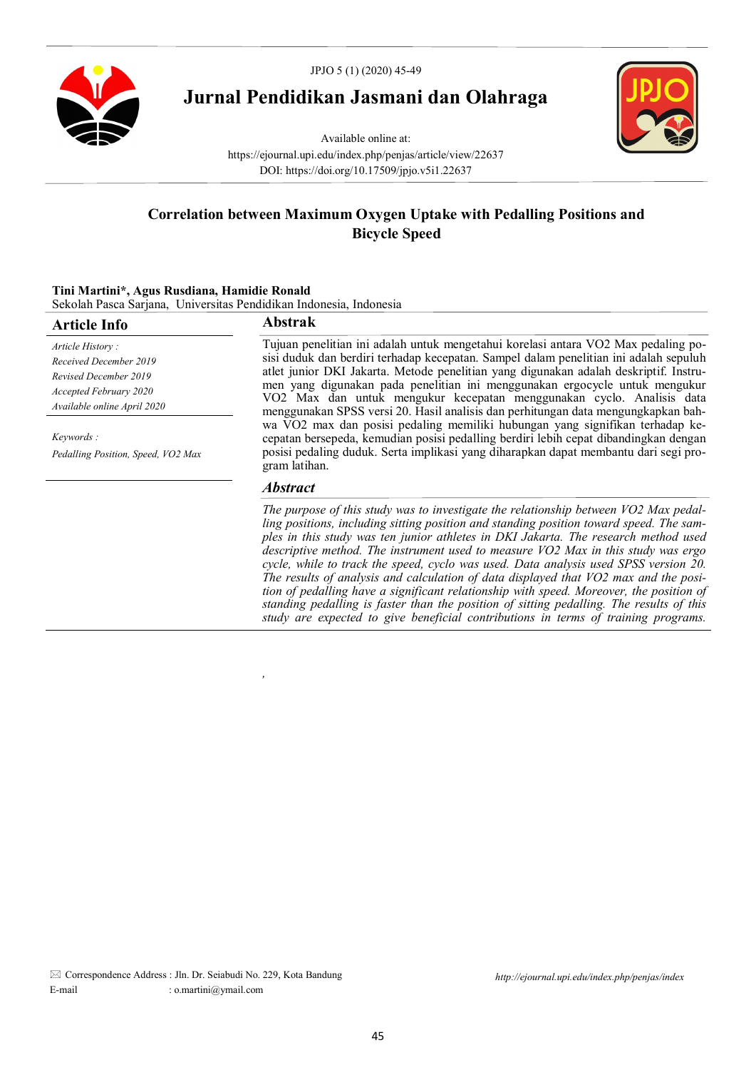# Jurnal Pendidikan Jasmani dan Olahraga

Available online at:
https://ejournal.upi.edu/index.php/penjas/article/view/22637
DOI: https://doi.org/10.17509/jpjo.v5i1.22637

## Correlation between Maximum Oxygen Uptake with Pedalling Positions and Bicycle Speed

**Tini Martini\*, Agus Rusdiana, Hamidie Ronald**
Sekolah Pasca Sarjana, Universitas Pendidikan Indonesia, Indonesia

### Article Info

*Article History :*
*Received December 2019*
*Revised December 2019*
*Accepted February 2020*
*Available online April 2020*

*Keywords :*
*Pedalling Position, Speed, VO2 Max*

### Abstrak

Tujuan penelitian ini adalah untuk mengetahui korelasi antara VO2 Max pedaling posisi duduk dan berdiri terhadap kecepatan. Sampel dalam penelitian ini adalah sepuluh atlet junior DKI Jakarta. Metode penelitian yang digunakan adalah deskriptif. Instrumen yang digunakan pada penelitian ini menggunakan ergocycle untuk mengukur VO2 Max dan untuk mengukur kecepatan menggunakan cyclo. Analisis data menggunakan SPSS versi 20. Hasil analisis dan perhitungan data mengungkapkan bahwa VO2 max dan posisi pedaling memiliki hubungan yang signifikan terhadap kecepatan bersepeda, kemudian posisi pedalling berdiri lebih cepat dibandingkan dengan posisi pedaling duduk. Serta implikasi yang diharapkan dapat membantu dari segi program latihan.

### *Abstract*

*The purpose of this study was to investigate the relationship between VO2 Max pedalling positions, including sitting position and standing position toward speed. The samples in this study was ten junior athletes in DKI Jakarta. The research method used descriptive method. The instrument used to measure VO2 Max in this study was ergo cycle, while to track the speed, cyclo was used. Data analysis used SPSS version 20. The results of analysis and calculation of data displayed that VO2 max and the position of pedalling have a significant relationship with speed. Moreover, the position of standing pedalling is faster than the position of sitting pedalling. The results of this study are expected to give beneficial contributions in terms of training programs.*

✉ Correspondence Address : Jln. Dr. Seiabudi No. 229, Kota Bandung
E-mail : o.martini@ymail.com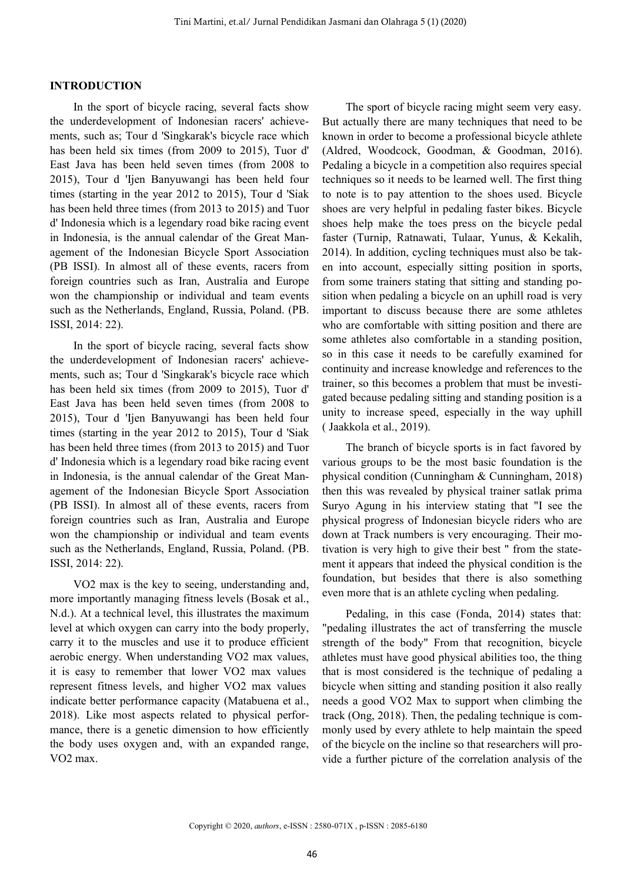## INTRODUCTION

In the sport of bicycle racing, several facts show the underdevelopment of Indonesian racers' achievements, such as; Tour d 'Singkarak's bicycle race which has been held six times (from 2009 to 2015), Tuor d' East Java has been held seven times (from 2008 to 2015), Tour d 'Ijen Banyuwangi has been held four times (starting in the year 2012 to 2015), Tour d 'Siak has been held three times (from 2013 to 2015) and Tuor d' Indonesia which is a legendary road bike racing event in Indonesia, is the annual calendar of the Great Management of the Indonesian Bicycle Sport Association (PB ISSI). In almost all of these events, racers from foreign countries such as Iran, Australia and Europe won the championship or individual and team events such as the Netherlands, England, Russia, Poland. (PB. ISSI, 2014: 22).

In the sport of bicycle racing, several facts show the underdevelopment of Indonesian racers' achievements, such as; Tour d 'Singkarak's bicycle race which has been held six times (from 2009 to 2015), Tuor d' East Java has been held seven times (from 2008 to 2015), Tour d 'Ijen Banyuwangi has been held four times (starting in the year 2012 to 2015), Tour d 'Siak has been held three times (from 2013 to 2015) and Tuor d' Indonesia which is a legendary road bike racing event in Indonesia, is the annual calendar of the Great Management of the Indonesian Bicycle Sport Association (PB ISSI). In almost all of these events, racers from foreign countries such as Iran, Australia and Europe won the championship or individual and team events such as the Netherlands, England, Russia, Poland. (PB. ISSI, 2014: 22).

VO2 max is the key to seeing, understanding and, more importantly managing fitness levels (Bosak et al., N.d.). At a technical level, this illustrates the maximum level at which oxygen can carry into the body properly, carry it to the muscles and use it to produce efficient aerobic energy. When understanding VO2 max values, it is easy to remember that lower VO2 max values represent fitness levels, and higher VO2 max values indicate better performance capacity (Matabuena et al., 2018). Like most aspects related to physical performance, there is a genetic dimension to how efficiently the body uses oxygen and, with an expanded range, VO2 max.

The sport of bicycle racing might seem very easy. But actually there are many techniques that need to be known in order to become a professional bicycle athlete (Aldred, Woodcock, Goodman, & Goodman, 2016). Pedaling a bicycle in a competition also requires special techniques so it needs to be learned well. The first thing to note is to pay attention to the shoes used. Bicycle shoes are very helpful in pedaling faster bikes. Bicycle shoes help make the toes press on the bicycle pedal faster (Turnip, Ratnawati, Tulaar, Yunus, & Kekalih, 2014). In addition, cycling techniques must also be taken into account, especially sitting position in sports, from some trainers stating that sitting and standing position when pedaling a bicycle on an uphill road is very important to discuss because there are some athletes who are comfortable with sitting position and there are some athletes also comfortable in a standing position, so in this case it needs to be carefully examined for continuity and increase knowledge and references to the trainer, so this becomes a problem that must be investigated because pedaling sitting and standing position is a unity to increase speed, especially in the way uphill ( Jaakkola et al., 2019).

The branch of bicycle sports is in fact favored by various groups to be the most basic foundation is the physical condition (Cunningham & Cunningham, 2018) then this was revealed by physical trainer satlak prima Suryo Agung in his interview stating that "I see the physical progress of Indonesian bicycle riders who are down at Track numbers is very encouraging. Their motivation is very high to give their best " from the statement it appears that indeed the physical condition is the foundation, but besides that there is also something even more that is an athlete cycling when pedaling.

Pedaling, in this case (Fonda, 2014) states that: "pedaling illustrates the act of transferring the muscle strength of the body" From that recognition, bicycle athletes must have good physical abilities too, the thing that is most considered is the technique of pedaling a bicycle when sitting and standing position it also really needs a good VO2 Max to support when climbing the track (Ong, 2018). Then, the pedaling technique is commonly used by every athlete to help maintain the speed of the bicycle on the incline so that researchers will provide a further picture of the correlation analysis of the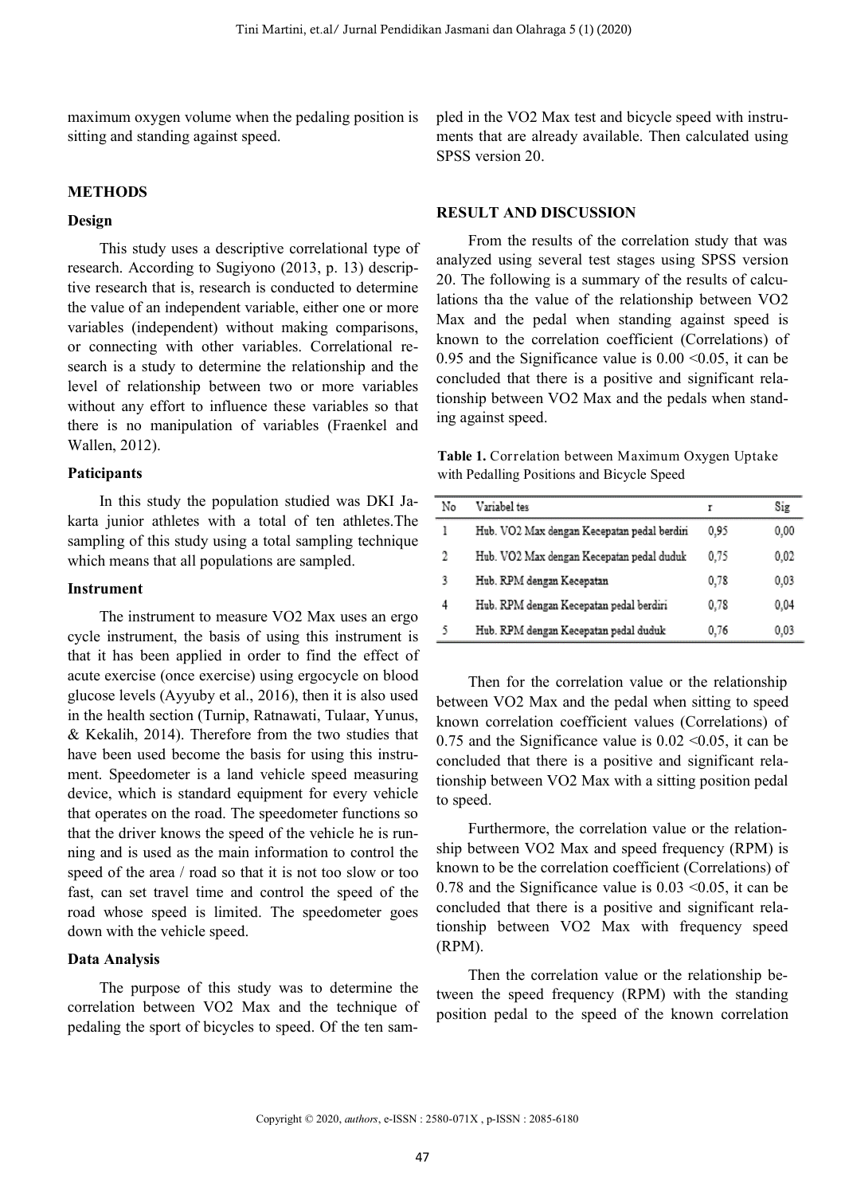maximum oxygen volume when the pedaling position is sitting and standing against speed.

## METHODS

### Design

This study uses a descriptive correlational type of research. According to Sugiyono (2013, p. 13) descriptive research that is, research is conducted to determine the value of an independent variable, either one or more variables (independent) without making comparisons, or connecting with other variables. Correlational research is a study to determine the relationship and the level of relationship between two or more variables without any effort to influence these variables so that there is no manipulation of variables (Fraenkel and Wallen, 2012).

### Paticipants

In this study the population studied was DKI Jakarta junior athletes with a total of ten athletes.The sampling of this study using a total sampling technique which means that all populations are sampled.

### Instrument

The instrument to measure VO2 Max uses an ergo cycle instrument, the basis of using this instrument is that it has been applied in order to find the effect of acute exercise (once exercise) using ergocycle on blood glucose levels (Ayyuby et al., 2016), then it is also used in the health section (Turnip, Ratnawati, Tulaar, Yunus, & Kekalih, 2014). Therefore from the two studies that have been used become the basis for using this instrument. Speedometer is a land vehicle speed measuring device, which is standard equipment for every vehicle that operates on the road. The speedometer functions so that the driver knows the speed of the vehicle he is running and is used as the main information to control the speed of the area / road so that it is not too slow or too fast, can set travel time and control the speed of the road whose speed is limited. The speedometer goes down with the vehicle speed.

### Data Analysis

The purpose of this study was to determine the correlation between VO2 Max and the technique of pedaling the sport of bicycles to speed. Of the ten sampled in the VO2 Max test and bicycle speed with instruments that are already available. Then calculated using SPSS version 20.

## RESULT AND DISCUSSION

From the results of the correlation study that was analyzed using several test stages using SPSS version 20. The following is a summary of the results of calculations tha the value of the relationship between VO2 Max and the pedal when standing against speed is known to the correlation coefficient (Correlations) of 0.95 and the Significance value is 0.00 <0.05, it can be concluded that there is a positive and significant relationship between VO2 Max and the pedals when standing against speed.

**Table 1.** Correlation between Maximum Oxygen Uptake with Pedalling Positions and Bicycle Speed

| No | Variabel tes | r | Sig |
|---|---|---|---|
| 1 | Hub. VO2 Max dengan Kecepatan pedal berdiri | 0,95 | 0,00 |
| 2 | Hub. VO2 Max dengan Kecepatan pedal duduk | 0,75 | 0,02 |
| 3 | Hub. RPM dengan Kecepatan | 0,78 | 0,03 |
| 4 | Hub. RPM dengan Kecepatan pedal berdiri | 0,78 | 0,04 |
| 5 | Hub. RPM dengan Kecepatan pedal duduk | 0,76 | 0,03 |

Then for the correlation value or the relationship between VO2 Max and the pedal when sitting to speed known correlation coefficient values (Correlations) of 0.75 and the Significance value is 0.02 <0.05, it can be concluded that there is a positive and significant relationship between VO2 Max with a sitting position pedal to speed.

Furthermore, the correlation value or the relationship between VO2 Max and speed frequency (RPM) is known to be the correlation coefficient (Correlations) of 0.78 and the Significance value is 0.03 <0.05, it can be concluded that there is a positive and significant relationship between VO2 Max with frequency speed (RPM).

Then the correlation value or the relationship between the speed frequency (RPM) with the standing position pedal to the speed of the known correlation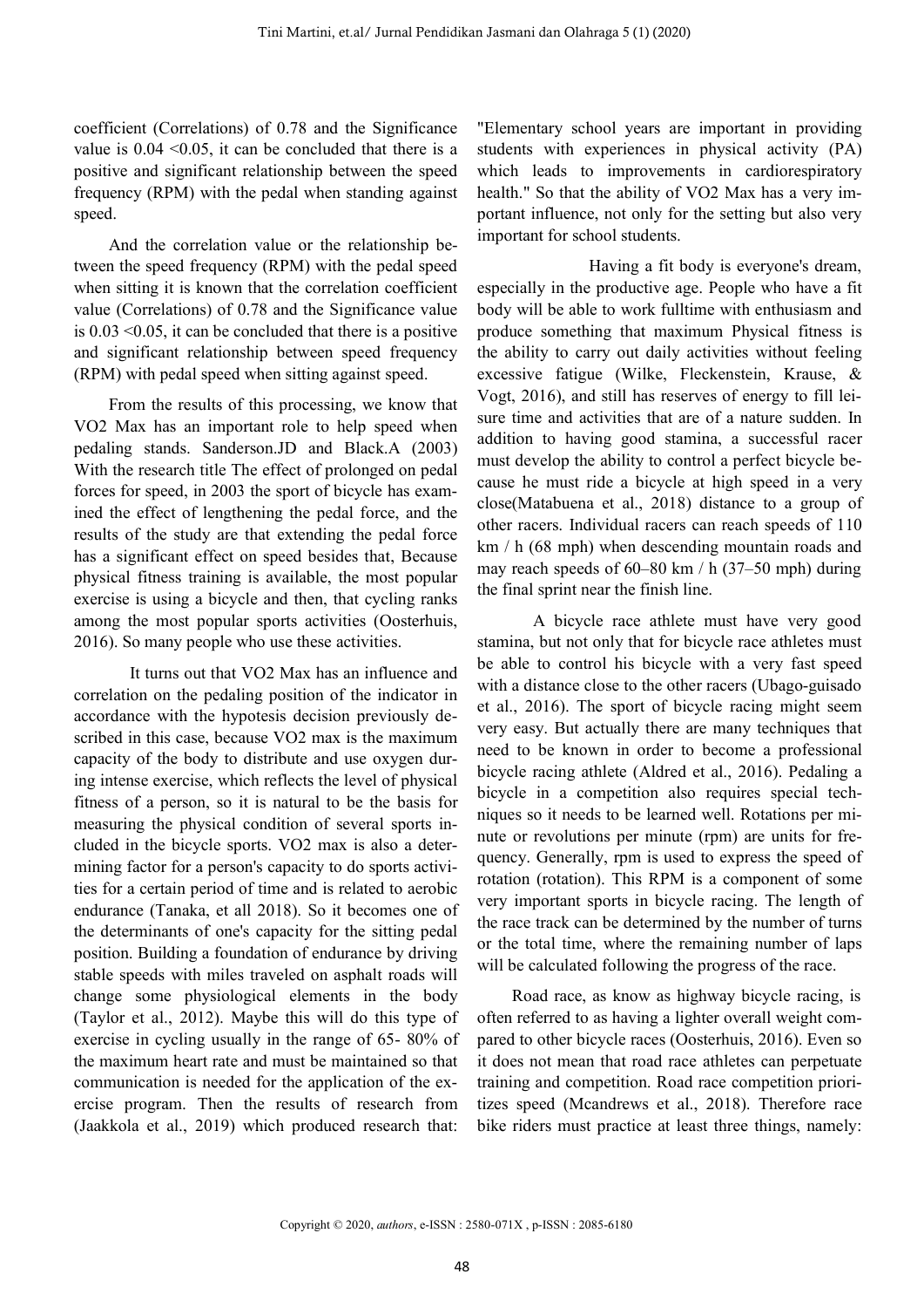coefficient (Correlations) of 0.78 and the Significance value is 0.04 <0.05, it can be concluded that there is a positive and significant relationship between the speed frequency (RPM) with the pedal when standing against speed.

And the correlation value or the relationship between the speed frequency (RPM) with the pedal speed when sitting it is known that the correlation coefficient value (Correlations) of 0.78 and the Significance value is 0.03 <0.05, it can be concluded that there is a positive and significant relationship between speed frequency (RPM) with pedal speed when sitting against speed.

From the results of this processing, we know that VO2 Max has an important role to help speed when pedaling stands. Sanderson.JD and Black.A (2003) With the research title The effect of prolonged on pedal forces for speed, in 2003 the sport of bicycle has examined the effect of lengthening the pedal force, and the results of the study are that extending the pedal force has a significant effect on speed besides that, Because physical fitness training is available, the most popular exercise is using a bicycle and then, that cycling ranks among the most popular sports activities (Oosterhuis, 2016). So many people who use these activities.

It turns out that VO2 Max has an influence and correlation on the pedaling position of the indicator in accordance with the hypotesis decision previously described in this case, because VO2 max is the maximum capacity of the body to distribute and use oxygen during intense exercise, which reflects the level of physical fitness of a person, so it is natural to be the basis for measuring the physical condition of several sports included in the bicycle sports. VO2 max is also a determining factor for a person's capacity to do sports activities for a certain period of time and is related to aerobic endurance (Tanaka, et all 2018). So it becomes one of the determinants of one's capacity for the sitting pedal position. Building a foundation of endurance by driving stable speeds with miles traveled on asphalt roads will change some physiological elements in the body (Taylor et al., 2012). Maybe this will do this type of exercise in cycling usually in the range of 65- 80% of the maximum heart rate and must be maintained so that communication is needed for the application of the exercise program. Then the results of research from (Jaakkola et al., 2019) which produced research that: "Elementary school years are important in providing students with experiences in physical activity (PA) which leads to improvements in cardiorespiratory health." So that the ability of VO2 Max has a very important influence, not only for the setting but also very important for school students.

Having a fit body is everyone's dream, especially in the productive age. People who have a fit body will be able to work fulltime with enthusiasm and produce something that maximum Physical fitness is the ability to carry out daily activities without feeling excessive fatigue (Wilke, Fleckenstein, Krause, & Vogt, 2016), and still has reserves of energy to fill leisure time and activities that are of a nature sudden. In addition to having good stamina, a successful racer must develop the ability to control a perfect bicycle because he must ride a bicycle at high speed in a very close(Matabuena et al., 2018) distance to a group of other racers. Individual racers can reach speeds of 110 km / h (68 mph) when descending mountain roads and may reach speeds of 60–80 km / h (37–50 mph) during the final sprint near the finish line.

A bicycle race athlete must have very good stamina, but not only that for bicycle race athletes must be able to control his bicycle with a very fast speed with a distance close to the other racers (Ubago-guisado et al., 2016). The sport of bicycle racing might seem very easy. But actually there are many techniques that need to be known in order to become a professional bicycle racing athlete (Aldred et al., 2016). Pedaling a bicycle in a competition also requires special techniques so it needs to be learned well. Rotations per minute or revolutions per minute (rpm) are units for frequency. Generally, rpm is used to express the speed of rotation (rotation). This RPM is a component of some very important sports in bicycle racing. The length of the race track can be determined by the number of turns or the total time, where the remaining number of laps will be calculated following the progress of the race.

Road race, as know as highway bicycle racing, is often referred to as having a lighter overall weight compared to other bicycle races (Oosterhuis, 2016). Even so it does not mean that road race athletes can perpetuate training and competition. Road race competition prioritizes speed (Mcandrews et al., 2018). Therefore race bike riders must practice at least three things, namely: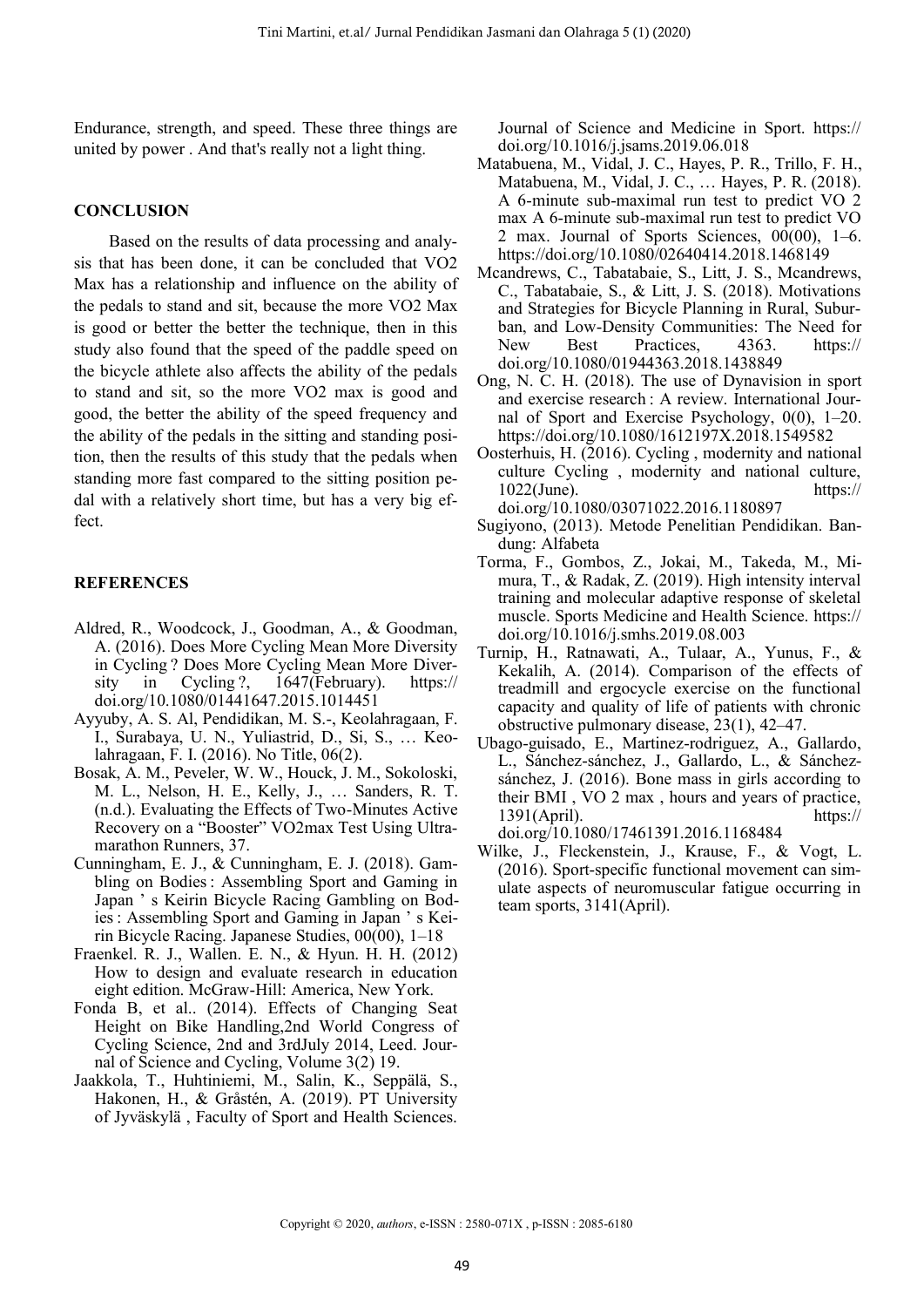Endurance, strength, and speed. These three things are united by power . And that's really not a light thing.

## CONCLUSION

Based on the results of data processing and analysis that has been done, it can be concluded that VO2 Max has a relationship and influence on the ability of the pedals to stand and sit, because the more VO2 Max is good or better the better the technique, then in this study also found that the speed of the paddle speed on the bicycle athlete also affects the ability of the pedals to stand and sit, so the more VO2 max is good and good, the better the ability of the speed frequency and the ability of the pedals in the sitting and standing position, then the results of this study that the pedals when standing more fast compared to the sitting position pedal with a relatively short time, but has a very big effect.

## REFERENCES

- Aldred, R., Woodcock, J., Goodman, A., & Goodman, A. (2016). Does More Cycling Mean More Diversity in Cycling ? Does More Cycling Mean More Diversity in Cycling ?, 1647(February). https://doi.org/10.1080/01441647.2015.1014451
- Ayyuby, A. S. Al, Pendidikan, M. S.-, Keolahragaan, F. I., Surabaya, U. N., Yuliastrid, D., Si, S., … Keolahragaan, F. I. (2016). No Title, 06(2).
- Bosak, A. M., Peveler, W. W., Houck, J. M., Sokoloski, M. L., Nelson, H. E., Kelly, J., … Sanders, R. T. (n.d.). Evaluating the Effects of Two-Minutes Active Recovery on a "Booster" VO2max Test Using Ultramarathon Runners, 37.
- Cunningham, E. J., & Cunningham, E. J. (2018). Gambling on Bodies : Assembling Sport and Gaming in Japan ' s Keirin Bicycle Racing Gambling on Bodies : Assembling Sport and Gaming in Japan ' s Keirin Bicycle Racing. Japanese Studies, 00(00), 1–18
- Fraenkel. R. J., Wallen. E. N., & Hyun. H. H. (2012) How to design and evaluate research in education eight edition. McGraw-Hill: America, New York.
- Fonda B, et al.. (2014). Effects of Changing Seat Height on Bike Handling,2nd World Congress of Cycling Science, 2nd and 3rdJuly 2014, Leed. Journal of Science and Cycling, Volume 3(2) 19.
- Jaakkola, T., Huhtiniemi, M., Salin, K., Seppälä, S., Hakonen, H., & Gråstén, A. (2019). PT University of Jyväskylä , Faculty of Sport and Health Sciences. Journal of Science and Medicine in Sport. https://doi.org/10.1016/j.jsams.2019.06.018
- Matabuena, M., Vidal, J. C., Hayes, P. R., Trillo, F. H., Matabuena, M., Vidal, J. C., … Hayes, P. R. (2018). A 6-minute sub-maximal run test to predict VO 2 max A 6-minute sub-maximal run test to predict VO 2 max. Journal of Sports Sciences, 00(00), 1–6. https://doi.org/10.1080/02640414.2018.1468149
- Mcandrews, C., Tabatabaie, S., Litt, J. S., Mcandrews, C., Tabatabaie, S., & Litt, J. S. (2018). Motivations and Strategies for Bicycle Planning in Rural, Suburban, and Low-Density Communities: The Need for New Best Practices, 4363. https://doi.org/10.1080/01944363.2018.1438849
- Ong, N. C. H. (2018). The use of Dynavision in sport and exercise research : A review. International Journal of Sport and Exercise Psychology, 0(0), 1–20. https://doi.org/10.1080/1612197X.2018.1549582
- Oosterhuis, H. (2016). Cycling , modernity and national culture Cycling , modernity and national culture, 1022(June). https://doi.org/10.1080/03071022.2016.1180897
- Sugiyono, (2013). Metode Penelitian Pendidikan. Bandung: Alfabeta
- Torma, F., Gombos, Z., Jokai, M., Takeda, M., Mimura, T., & Radak, Z. (2019). High intensity interval training and molecular adaptive response of skeletal muscle. Sports Medicine and Health Science. https://doi.org/10.1016/j.smhs.2019.08.003
- Turnip, H., Ratnawati, A., Tulaar, A., Yunus, F., & Kekalih, A. (2014). Comparison of the effects of treadmill and ergocycle exercise on the functional capacity and quality of life of patients with chronic obstructive pulmonary disease, 23(1), 42–47.
- Ubago-guisado, E., Martinez-rodriguez, A., Gallardo, L., Sánchez-sánchez, J., Gallardo, L., & Sánchez-sánchez, J. (2016). Bone mass in girls according to their BMI , VO 2 max , hours and years of practice, 1391(April). https://doi.org/10.1080/17461391.2016.1168484
- Wilke, J., Fleckenstein, J., Krause, F., & Vogt, L. (2016). Sport-specific functional movement can simulate aspects of neuromuscular fatigue occurring in team sports, 3141(April).